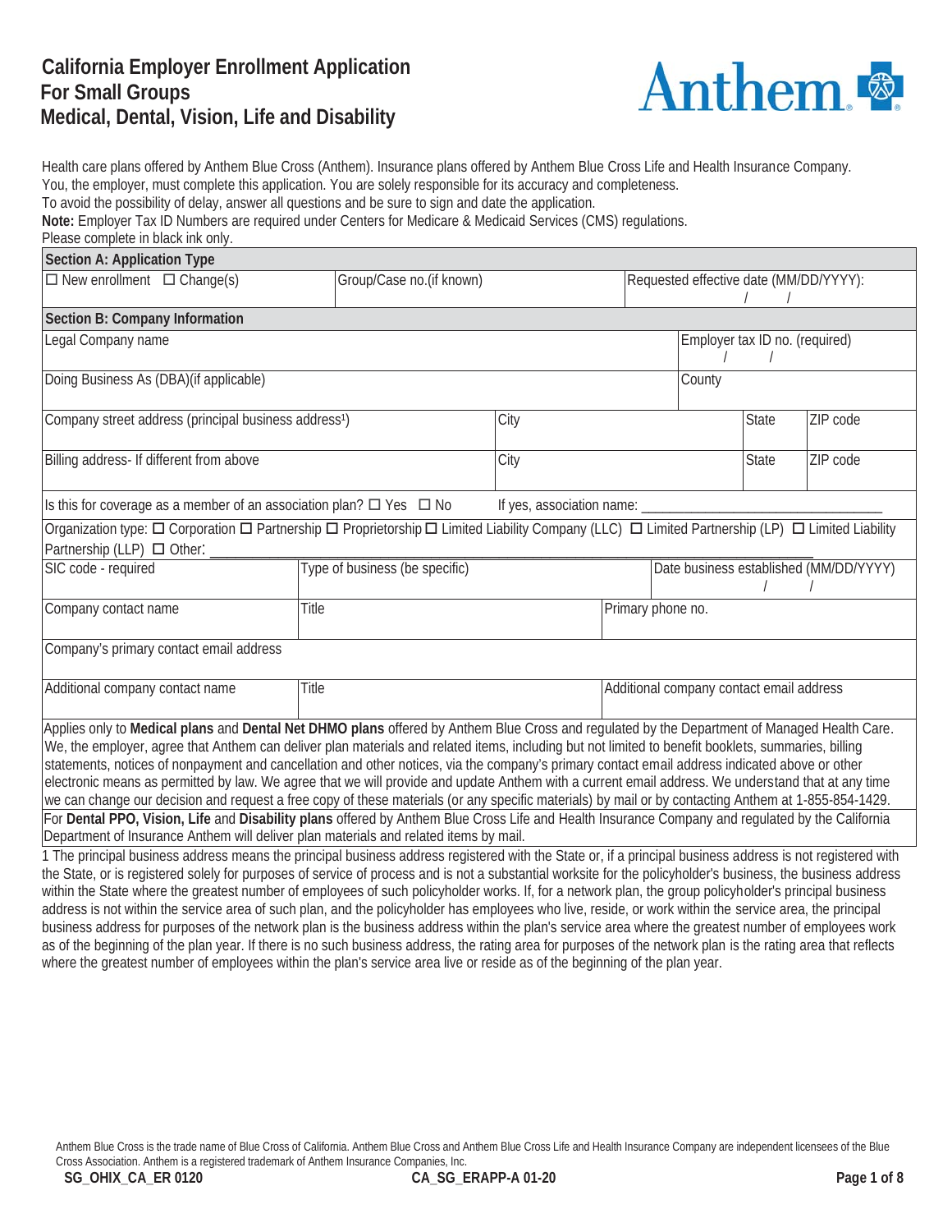# California Employer Enrollment Application For Small Groups Medical, Dental, Vision, Life and Disability

Anthem

Health care plans offered by Anthem Blue Cross (Anthem). Insurance plans offered by Anthem Blue Cross Life and Health Insurance Company.
You, the employer, must complete this application. You are solely responsible for its accuracy and completeness.
To avoid the possibility of delay, answer all questions and be sure to sign and date the application.
**Note:** Employer Tax ID Numbers are required under Centers for Medicare & Medicaid Services (CMS) regulations.
Please complete in black ink only.

| **Section A: Application Type** | | |
|---|---|---|
| ☐ New enrollment ☐ Change(s) | Group/Case no.(if known) | Requested effective date (MM/DD/YYYY): / / |

| **Section B: Company Information** | | | |
|---|---|---|---|
| Legal Company name | | Employer tax ID no. (required) / / | |
| Doing Business As (DBA)(if applicable) | | County | |
| Company street address (principal business address[1]) | City | State | ZIP code |
| Billing address- If different from above | City | State | ZIP code |

Is this for coverage as a member of an association plan? ☐ Yes ☐ No   If yes, association name: ____________________

Organization type: ☐ Corporation ☐ Partnership ☐ Proprietorship ☐ Limited Liability Company (LLC) ☐ Limited Partnership (LP) ☐ Limited Liability Partnership (LLP) ☐ Other: ____________________

| SIC code - required | Type of business (be specific) | Date business established (MM/DD/YYYY) / / |
|---|---|---|
| Company contact name | Title | Primary phone no. |
| Company's primary contact email address | | |
| Additional company contact name | Title | Additional company contact email address |

Applies only to **Medical plans** and **Dental Net DHMO plans** offered by Anthem Blue Cross and regulated by the Department of Managed Health Care. We, the employer, agree that Anthem can deliver plan materials and related items, including but not limited to benefit booklets, summaries, billing statements, notices of nonpayment and cancellation and other notices, via the company's primary contact email address indicated above or other electronic means as permitted by law. We agree that we will provide and update Anthem with a current email address. We understand that at any time we can change our decision and request a free copy of these materials (or any specific materials) by mail or by contacting Anthem at 1-855-854-1429.

For **Dental PPO, Vision, Life** and **Disability plans** offered by Anthem Blue Cross Life and Health Insurance Company and regulated by the California Department of Insurance Anthem will deliver plan materials and related items by mail.

1 The principal business address means the principal business address registered with the State or, if a principal business address is not registered with the State, or is registered solely for purposes of service of process and is not a substantial worksite for the policyholder's business, the business address within the State where the greatest number of employees of such policyholder works. If, for a network plan, the group policyholder's principal business address is not within the service area of such plan, and the policyholder has employees who live, reside, or work within the service area, the principal business address for purposes of the network plan is the business address within the plan's service area where the greatest number of employees work as of the beginning of the plan year. If there is no such business address, the rating area for purposes of the network plan is the rating area that reflects where the greatest number of employees within the plan's service area live or reside as of the beginning of the plan year.

Anthem Blue Cross is the trade name of Blue Cross of California. Anthem Blue Cross and Anthem Blue Cross Life and Health Insurance Company are independent licensees of the Blue Cross Association. Anthem is a registered trademark of Anthem Insurance Companies, Inc.

SG_OHIX_CA_ER 0120   CA_SG_ERAPP-A 01-20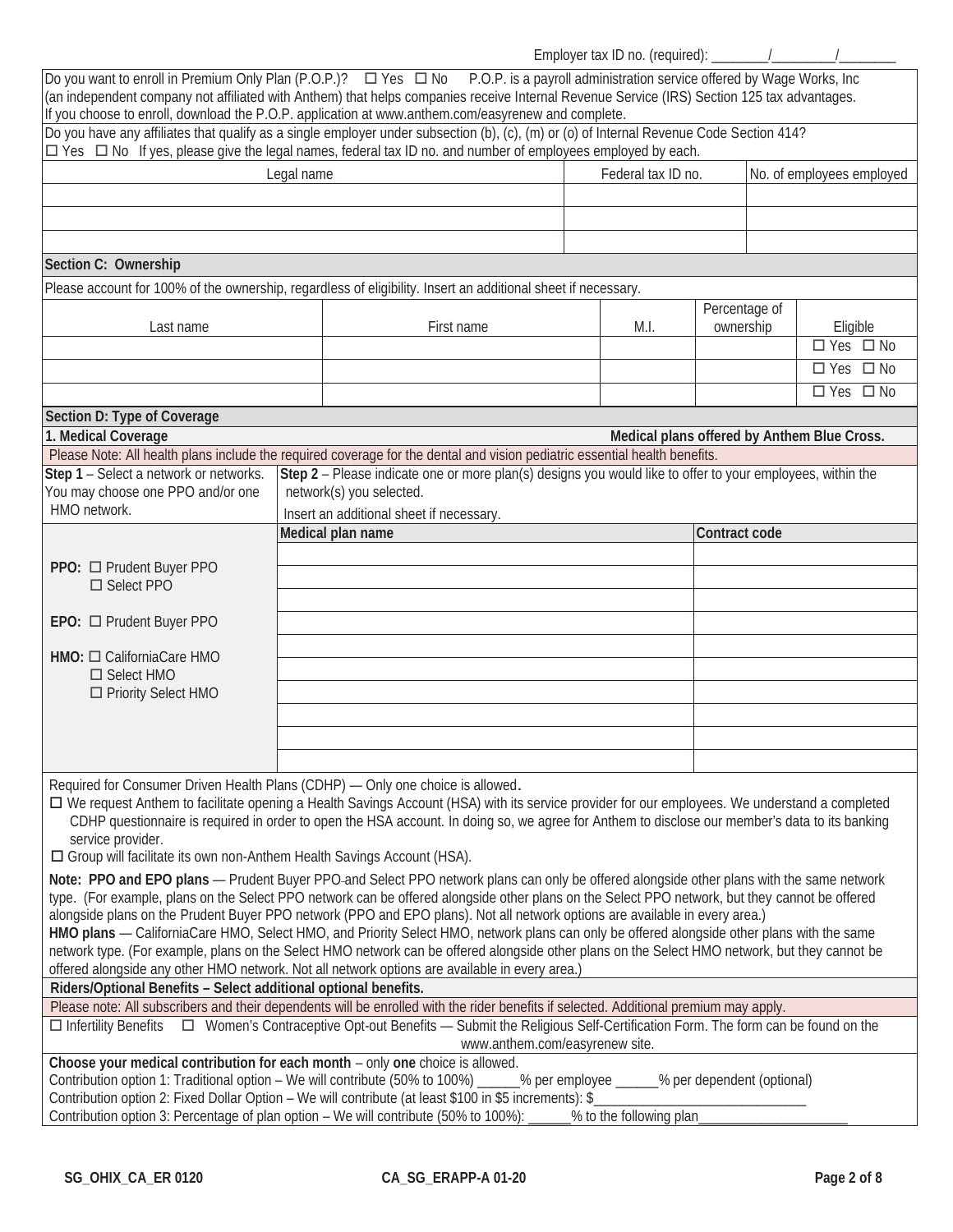Employer tax ID no. (required): ________/_________/________

Do you want to enroll in Premium Only Plan (P.O.P.)? ☐ Yes ☐ No P.O.P. is a payroll administration service offered by Wage Works, Inc (an independent company not affiliated with Anthem) that helps companies receive Internal Revenue Service (IRS) Section 125 tax advantages. If you choose to enroll, download the P.O.P. application at www.anthem.com/easyrenew and complete.

Do you have any affiliates that qualify as a single employer under subsection (b), (c), (m) or (o) of Internal Revenue Code Section 414? ☐ Yes ☐ No If yes, please give the legal names, federal tax ID no. and number of employees employed by each.

| Legal name | Federal tax ID no. | No. of employees employed |
|---|---|---|
| | | |
| | | |
| | | |

## Section C: Ownership

Please account for 100% of the ownership, regardless of eligibility. Insert an additional sheet if necessary.

| Last name | First name | M.I. | Percentage of ownership | Eligible |
|---|---|---|---|---|
| | | | | ☐ Yes ☐ No |
| | | | | ☐ Yes ☐ No |
| | | | | ☐ Yes ☐ No |

## Section D: Type of Coverage

### 1. Medical Coverage

**Medical plans offered by Anthem Blue Cross.**

Please Note: All health plans include the required coverage for the dental and vision pediatric essential health benefits.

**Step 1** – Select a network or networks. You may choose one PPO and/or one HMO network.

**Step 2** – Please indicate one or more plan(s) designs you would like to offer to your employees, within the network(s) you selected. Insert an additional sheet if necessary.

| Network | Medical plan name | Contract code |
|---|---|---|
| **PPO:** ☐ Prudent Buyer PPO ☐ Select PPO | | |
| **EPO:** ☐ Prudent Buyer PPO | | |
| **HMO:** ☐ CaliforniaCare HMO ☐ Select HMO ☐ Priority Select HMO | | |
| | | |
| | | |
| | | |
| | | |
| | | |
| | | |
| | | |

Required for Consumer Driven Health Plans (CDHP) — Only one choice is allowed.

☐ We request Anthem to facilitate opening a Health Savings Account (HSA) with its service provider for our employees. We understand a completed CDHP questionnaire is required in order to open the HSA account. In doing so, we agree for Anthem to disclose our member's data to its banking service provider.

☐ Group will facilitate its own non-Anthem Health Savings Account (HSA).

**Note: PPO and EPO plans** — Prudent Buyer PPO and Select PPO network plans can only be offered alongside other plans with the same network type. (For example, plans on the Select PPO network can be offered alongside other plans on the Select PPO network, but they cannot be offered alongside plans on the Prudent Buyer PPO network (PPO and EPO plans). Not all network options are available in every area.)

**HMO plans** — CaliforniaCare HMO, Select HMO, and Priority Select HMO, network plans can only be offered alongside other plans with the same network type. (For example, plans on the Select HMO network can be offered alongside other plans on the Select HMO network, but they cannot be offered alongside any other HMO network. Not all network options are available in every area.)

**Riders/Optional Benefits – Select additional optional benefits.**

Please note: All subscribers and their dependents will be enrolled with the rider benefits if selected. Additional premium may apply.

☐ Infertility Benefits ☐ Women's Contraceptive Opt-out Benefits — Submit the Religious Self-Certification Form. The form can be found on the www.anthem.com/easyrenew site.

**Choose your medical contribution for each month** – only **one** choice is allowed.

Contribution option 1: Traditional option – We will contribute (50% to 100%) ______% per employee ______% per dependent (optional)

Contribution option 2: Fixed Dollar Option – We will contribute (at least $100 in $5 increments): $______________________________

Contribution option 3: Percentage of plan option – We will contribute (50% to 100%): ______% to the following plan______________________

SG_OHIX_CA_ER 0120 CA_SG_ERAPP-A 01-20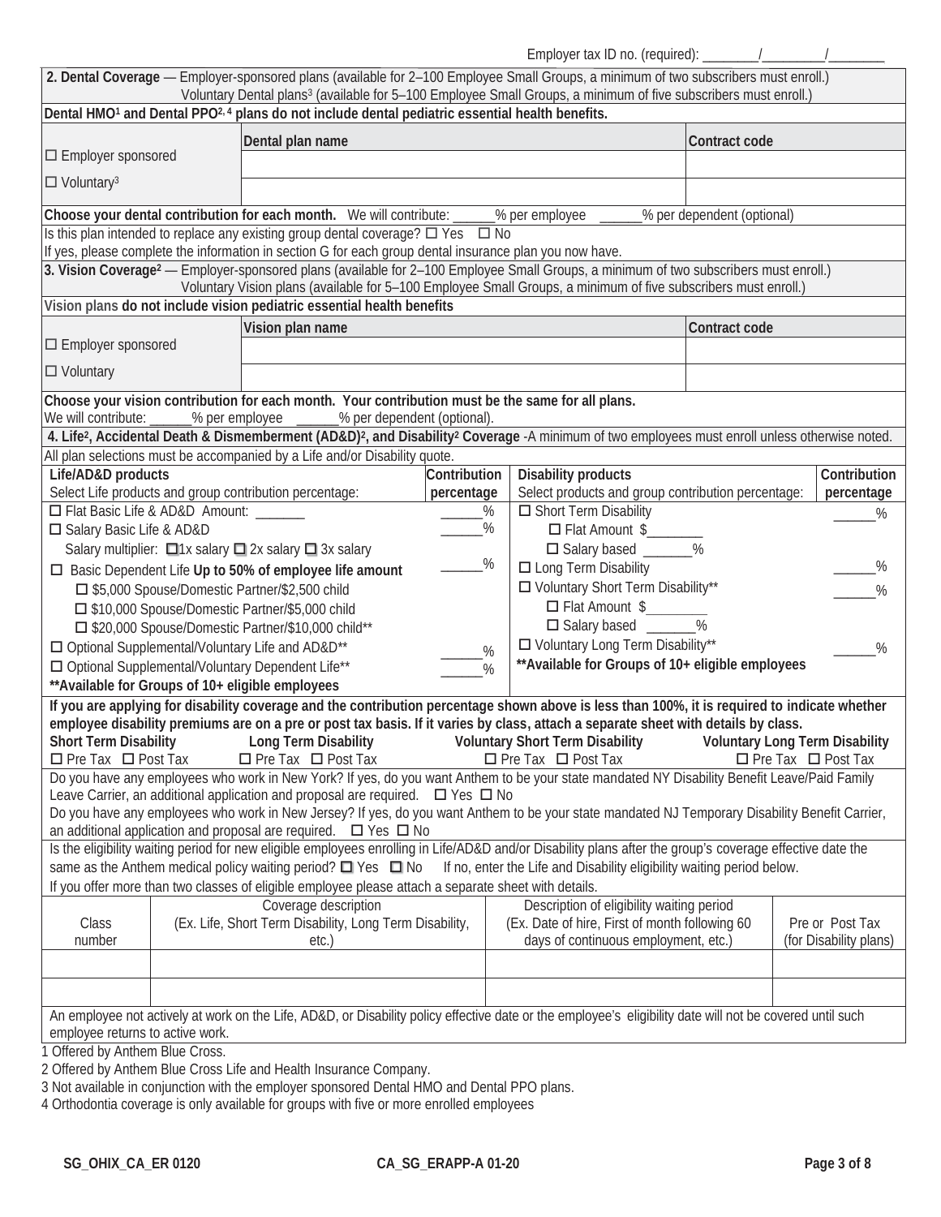Employer tax ID no. (required): ________/_________/________

**2. Dental Coverage** — Employer-sponsored plans (available for 2–100 Employee Small Groups, a minimum of two subscribers must enroll.)
Voluntary Dental plans[3] (available for 5–100 Employee Small Groups, a minimum of five subscribers must enroll.)

**Dental HMO[1] and Dental PPO[2, 4] plans do not include dental pediatric essential health benefits.**

| | Dental plan name | Contract code |
|---|---|---|
| ☐ Employer sponsored | | |
| ☐ Voluntary[3] | | |

**Choose your dental contribution for each month.** We will contribute: ______% per employee ______% per dependent (optional)

Is this plan intended to replace any existing group dental coverage? ☐ Yes ☐ No
If yes, please complete the information in section G for each group dental insurance plan you now have.

**3. Vision Coverage[2]** — Employer-sponsored plans (available for 2–100 Employee Small Groups, a minimum of two subscribers must enroll.)
Voluntary Vision plans (available for 5–100 Employee Small Groups, a minimum of five subscribers must enroll.)

Vision plans **do not include vision pediatric essential health benefits**

| | Vision plan name | Contract code |
|---|---|---|
| ☐ Employer sponsored | | |
| ☐ Voluntary | | |

**Choose your vision contribution for each month. Your contribution must be the same for all plans.**
We will contribute: ______% per employee ______% per dependent (optional).

**4. Life[2], Accidental Death & Dismemberment (AD&D)[2], and Disability[2] Coverage** -A minimum of two employees must enroll unless otherwise noted.

All plan selections must be accompanied by a Life and/or Disability quote.

| **Life/AD&D products**<br>Select Life products and group contribution percentage: | **Contribution percentage** | **Disability products**<br>Select products and group contribution percentage: | **Contribution percentage** |
|---|---|---|---|
| ☐ Flat Basic Life & AD&D Amount: _______ | ______% | ☐ Short Term Disability | ______% |
| ☐ Salary Basic Life & AD&D | ______% | ☐ Flat Amount $________ | |
| Salary multiplier: ☐1x salary ☐ 2x salary ☐ 3x salary | | ☐ Salary based _______% | |
| ☐ Basic Dependent Life **Up to 50% of employee life amount** | ______% | ☐ Long Term Disability | ______% |
| ☐ $5,000 Spouse/Domestic Partner/$2,500 child | | ☐ Voluntary Short Term Disability** | ______% |
| ☐ $10,000 Spouse/Domestic Partner/$5,000 child | | ☐ Flat Amount $________ | |
| ☐ $20,000 Spouse/Domestic Partner/$10,000 child** | | ☐ Salary based _______% | |
| ☐ Optional Supplemental/Voluntary Life and AD&D** | ______% | ☐ Voluntary Long Term Disability** | ______% |
| ☐ Optional Supplemental/Voluntary Dependent Life** | ______% | **Available for Groups of 10+ eligible employees** | |
| **Available for Groups of 10+ eligible employees** | | | |

**If you are applying for disability coverage and the contribution percentage shown above is less than 100%, it is required to indicate whether employee disability premiums are on a pre or post tax basis. If it varies by class, attach a separate sheet with details by class.**

| **Short Term Disability** | **Long Term Disability** | **Voluntary Short Term Disability** | **Voluntary Long Term Disability** |
|---|---|---|---|
| ☐ Pre Tax ☐ Post Tax | ☐ Pre Tax ☐ Post Tax | ☐ Pre Tax ☐ Post Tax | ☐ Pre Tax ☐ Post Tax |

Do you have any employees who work in New York? If yes, do you want Anthem to be your state mandated NY Disability Benefit Leave/Paid Family Leave Carrier, an additional application and proposal are required. ☐ Yes ☐ No

Do you have any employees who work in New Jersey? If yes, do you want Anthem to be your state mandated NJ Temporary Disability Benefit Carrier, an additional application and proposal are required. ☐ Yes ☐ No

Is the eligibility waiting period for new eligible employees enrolling in Life/AD&D and/or Disability plans after the group's coverage effective date the same as the Anthem medical policy waiting period? ☐ Yes ☐ No If no, enter the Life and Disability eligibility waiting period below.

If you offer more than two classes of eligible employee please attach a separate sheet with details.

| Class number | Coverage description<br>(Ex. Life, Short Term Disability, Long Term Disability, etc.) | Description of eligibility waiting period<br>(Ex. Date of hire, First of month following 60 days of continuous employment, etc.) | Pre or Post Tax<br>(for Disability plans) |
|---|---|---|---|
| | | | |
| | | | |

An employee not actively at work on the Life, AD&D, or Disability policy effective date or the employee's eligibility date will not be covered until such employee returns to active work.

1 Offered by Anthem Blue Cross.
2 Offered by Anthem Blue Cross Life and Health Insurance Company.
3 Not available in conjunction with the employer sponsored Dental HMO and Dental PPO plans.
4 Orthodontia coverage is only available for groups with five or more enrolled employees

SG_OHIX_CA_ER 0120 CA_SG_ERAPP-A 01-20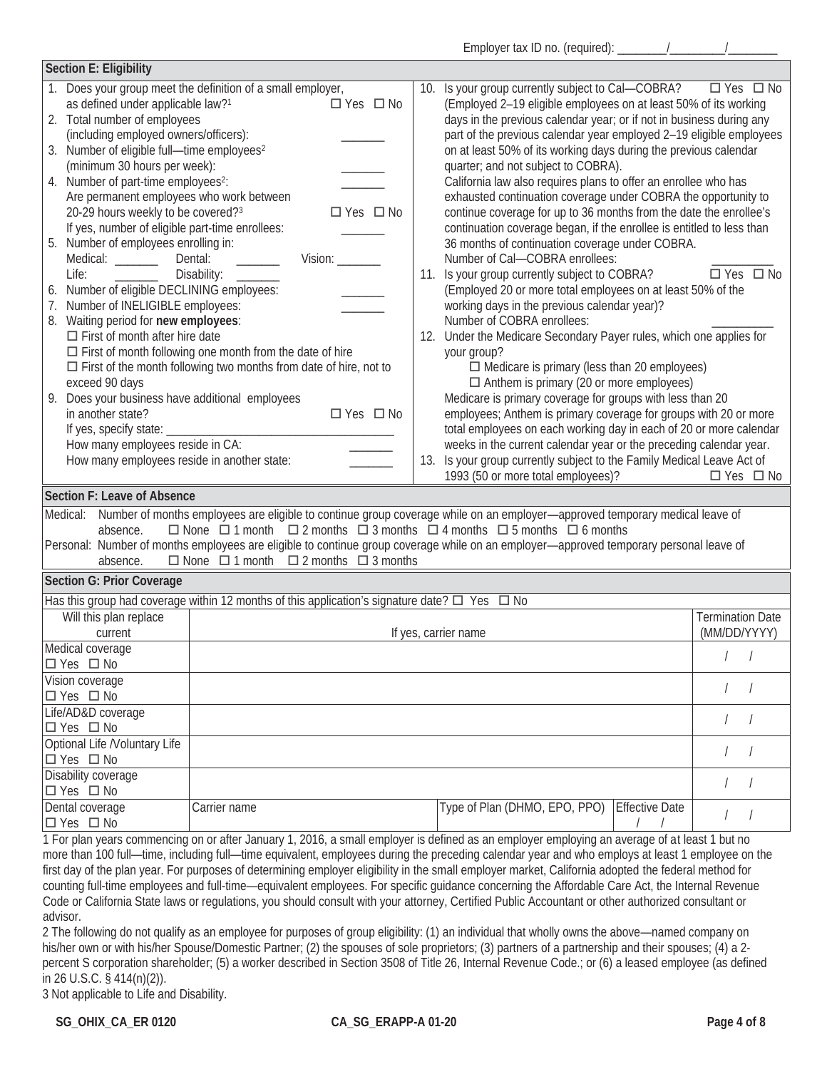Employer tax ID no. (required): ________/_________/________

## Section E: Eligibility

1. Does your group meet the definition of a small employer, as defined under applicable law?[1] ☐ Yes ☐ No
2. Total number of employees (including employed owners/officers): _______
3. Number of eligible full—time employees[2] (minimum 30 hours per week): _______
4. Number of part-time employees[2]: _______
   Are permanent employees who work between 20-29 hours weekly to be covered?[3] ☐ Yes ☐ No
   If yes, number of eligible part-time enrollees: _______
5. Number of employees enrolling in:
   Medical: _______ Dental: _______ Vision: _______
   Life: _______ Disability: _______
6. Number of eligible DECLINING employees: _______
7. Number of INELIGIBLE employees: _______
8. Waiting period for **new employees**:
   ☐ First of month after hire date
   ☐ First of month following one month from the date of hire
   ☐ First of the month following two months from date of hire, not to exceed 90 days
9. Does your business have additional employees in another state? ☐ Yes ☐ No
   If yes, specify state: ___________________________________
   How many employees reside in CA: _______
   How many employees reside in another state: _______
10. Is your group currently subject to Cal—COBRA? ☐ Yes ☐ No
    (Employed 2–19 eligible employees on at least 50% of its working days in the previous calendar year; or if not in business during any part of the previous calendar year employed 2–19 eligible employees on at least 50% of its working days during the previous calendar quarter; and not subject to COBRA).
    California law also requires plans to offer an enrollee who has exhausted continuation coverage under COBRA the opportunity to continue coverage for up to 36 months from the date the enrollee's continuation coverage began, if the enrollee is entitled to less than 36 months of continuation coverage under COBRA.
    Number of Cal—COBRA enrollees: __________
11. Is your group currently subject to COBRA? ☐ Yes ☐ No
    (Employed 20 or more total employees on at least 50% of the working days in the previous calendar year)?
    Number of COBRA enrollees: __________
12. Under the Medicare Secondary Payer rules, which one applies for your group?
    ☐ Medicare is primary (less than 20 employees)
    ☐ Anthem is primary (20 or more employees)
    Medicare is primary coverage for groups with less than 20 employees; Anthem is primary coverage for groups with 20 or more total employees on each working day in each of 20 or more calendar weeks in the current calendar year or the preceding calendar year.
13. Is your group currently subject to the Family Medical Leave Act of 1993 (50 or more total employees)? ☐ Yes ☐ No

## Section F: Leave of Absence

Medical: Number of months employees are eligible to continue group coverage while on an employer—approved temporary medical leave of absence. ☐ None ☐ 1 month ☐ 2 months ☐ 3 months ☐ 4 months ☐ 5 months ☐ 6 months

Personal: Number of months employees are eligible to continue group coverage while on an employer—approved temporary personal leave of absence. ☐ None ☐ 1 month ☐ 2 months ☐ 3 months

## Section G: Prior Coverage

Has this group had coverage within 12 months of this application's signature date? ☐ Yes ☐ No

| Will this plan replace current | If yes, carrier name | | | Termination Date (MM/DD/YYYY) |
|---|---|---|---|---|
| Medical coverage ☐ Yes ☐ No | | | | / / |
| Vision coverage ☐ Yes ☐ No | | | | / / |
| Life/AD&D coverage ☐ Yes ☐ No | | | | / / |
| Optional Life /Voluntary Life ☐ Yes ☐ No | | | | / / |
| Disability coverage ☐ Yes ☐ No | | | | / / |
| Dental coverage ☐ Yes ☐ No | Carrier name | Type of Plan (DHMO, EPO, PPO) | Effective Date / / | / / |

1 For plan years commencing on or after January 1, 2016, a small employer is defined as an employer employing an average of at least 1 but no more than 100 full—time, including full—time equivalent, employees during the preceding calendar year and who employs at least 1 employee on the first day of the plan year. For purposes of determining employer eligibility in the small employer market, California adopted the federal method for counting full-time employees and full-time—equivalent employees. For specific guidance concerning the Affordable Care Act, the Internal Revenue Code or California State laws or regulations, you should consult with your attorney, Certified Public Accountant or other authorized consultant or advisor.

2 The following do not qualify as an employee for purposes of group eligibility: (1) an individual that wholly owns the above—named company on his/her own or with his/her Spouse/Domestic Partner; (2) the spouses of sole proprietors; (3) partners of a partnership and their spouses; (4) a 2-percent S corporation shareholder; (5) a worker described in Section 3508 of Title 26, Internal Revenue Code.; or (6) a leased employee (as defined in 26 U.S.C. § 414(n)(2)).

3 Not applicable to Life and Disability.

SG_OHIX_CA_ER 0120 CA_SG_ERAPP-A 01-20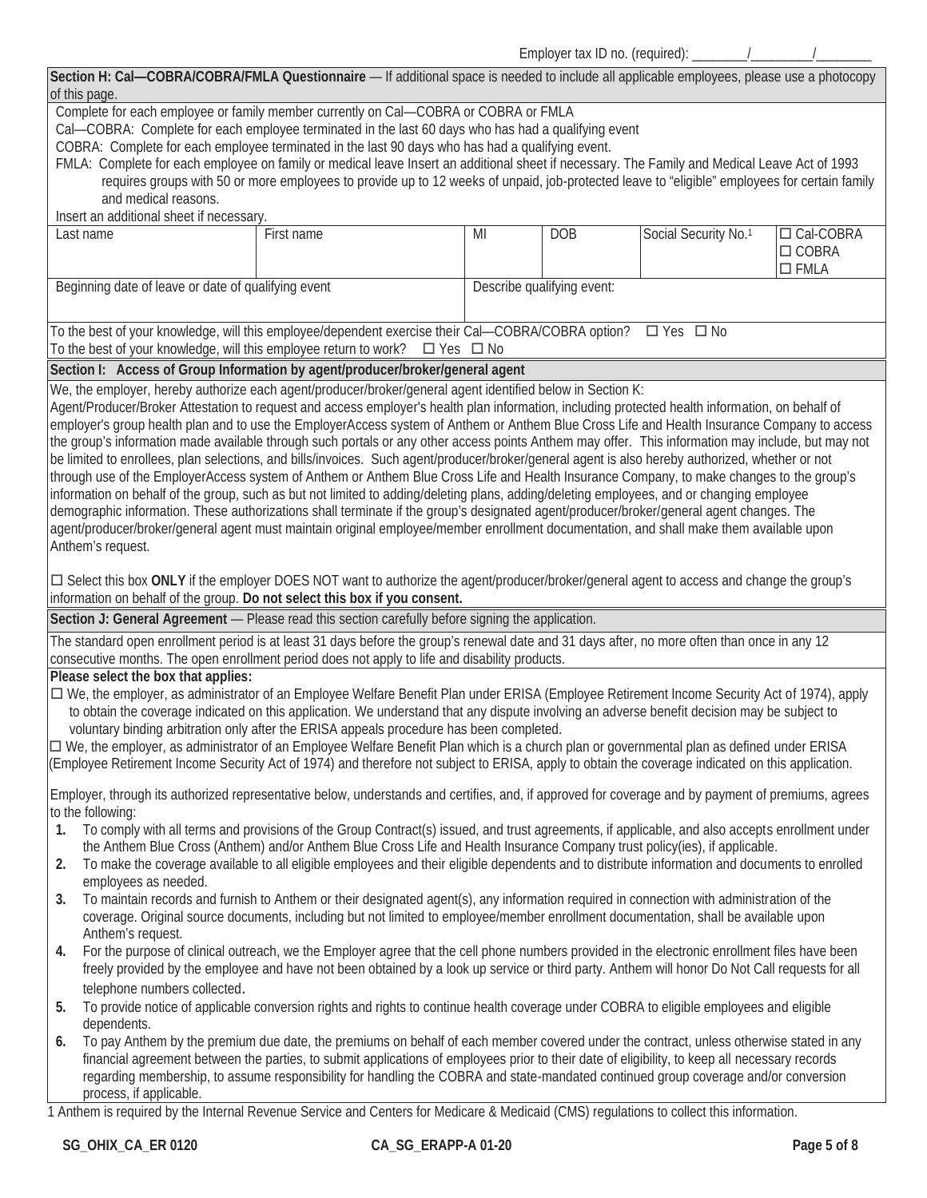Employer tax ID no. (required): ________/_________/________

**Section H: Cal—COBRA/COBRA/FMLA Questionnaire** — If additional space is needed to include all applicable employees, please use a photocopy of this page.

Complete for each employee or family member currently on Cal—COBRA or COBRA or FMLA

Cal—COBRA: Complete for each employee terminated in the last 60 days who has had a qualifying event

COBRA: Complete for each employee terminated in the last 90 days who has had a qualifying event.

FMLA: Complete for each employee on family or medical leave Insert an additional sheet if necessary. The Family and Medical Leave Act of 1993 requires groups with 50 or more employees to provide up to 12 weeks of unpaid, job-protected leave to "eligible" employees for certain family and medical reasons.

Insert an additional sheet if necessary.

| Last name | First name | MI | DOB | Social Security No.[1] | ☐ Cal-COBRA ☐ COBRA ☐ FMLA |
|---|---|---|---|---|---|
| | | | | | |

| Beginning date of leave or date of qualifying event | Describe qualifying event: |
|---|---|
| | |

To the best of your knowledge, will this employee/dependent exercise their Cal—COBRA/COBRA option? ☐ Yes ☐ No

To the best of your knowledge, will this employee return to work? ☐ Yes ☐ No

**Section I: Access of Group Information by agent/producer/broker/general agent**

We, the employer, hereby authorize each agent/producer/broker/general agent identified below in Section K: Agent/Producer/Broker Attestation to request and access employer's health plan information, including protected health information, on behalf of employer's group health plan and to use the EmployerAccess system of Anthem or Anthem Blue Cross Life and Health Insurance Company to access the group's information made available through such portals or any other access points Anthem may offer. This information may include, but may not be limited to enrollees, plan selections, and bills/invoices. Such agent/producer/broker/general agent is also hereby authorized, whether or not through use of the EmployerAccess system of Anthem or Anthem Blue Cross Life and Health Insurance Company, to make changes to the group's information on behalf of the group, such as but not limited to adding/deleting plans, adding/deleting employees, and or changing employee demographic information. These authorizations shall terminate if the group's designated agent/producer/broker/general agent changes. The agent/producer/broker/general agent must maintain original employee/member enrollment documentation, and shall make them available upon Anthem's request.

☐ Select this box **ONLY** if the employer DOES NOT want to authorize the agent/producer/broker/general agent to access and change the group's information on behalf of the group. **Do not select this box if you consent.**

**Section J: General Agreement** — Please read this section carefully before signing the application.

The standard open enrollment period is at least 31 days before the group's renewal date and 31 days after, no more often than once in any 12 consecutive months. The open enrollment period does not apply to life and disability products.

**Please select the box that applies:**

☐ We, the employer, as administrator of an Employee Welfare Benefit Plan under ERISA (Employee Retirement Income Security Act of 1974), apply to obtain the coverage indicated on this application. We understand that any dispute involving an adverse benefit decision may be subject to voluntary binding arbitration only after the ERISA appeals procedure has been completed.

☐ We, the employer, as administrator of an Employee Welfare Benefit Plan which is a church plan or governmental plan as defined under ERISA (Employee Retirement Income Security Act of 1974) and therefore not subject to ERISA, apply to obtain the coverage indicated on this application.

Employer, through its authorized representative below, understands and certifies, and, if approved for coverage and by payment of premiums, agrees to the following:

1. To comply with all terms and provisions of the Group Contract(s) issued, and trust agreements, if applicable, and also accepts enrollment under the Anthem Blue Cross (Anthem) and/or Anthem Blue Cross Life and Health Insurance Company trust policy(ies), if applicable.
2. To make the coverage available to all eligible employees and their eligible dependents and to distribute information and documents to enrolled employees as needed.
3. To maintain records and furnish to Anthem or their designated agent(s), any information required in connection with administration of the coverage. Original source documents, including but not limited to employee/member enrollment documentation, shall be available upon Anthem's request.
4. For the purpose of clinical outreach, we the Employer agree that the cell phone numbers provided in the electronic enrollment files have been freely provided by the employee and have not been obtained by a look up service or third party. Anthem will honor Do Not Call requests for all telephone numbers collected.
5. To provide notice of applicable conversion rights and rights to continue health coverage under COBRA to eligible employees and eligible dependents.
6. To pay Anthem by the premium due date, the premiums on behalf of each member covered under the contract, unless otherwise stated in any financial agreement between the parties, to submit applications of employees prior to their date of eligibility, to keep all necessary records regarding membership, to assume responsibility for handling the COBRA and state-mandated continued group coverage and/or conversion process, if applicable.

1 Anthem is required by the Internal Revenue Service and Centers for Medicare & Medicaid (CMS) regulations to collect this information.

SG_OHIX_CA_ER 0120 CA_SG_ERAPP-A 01-20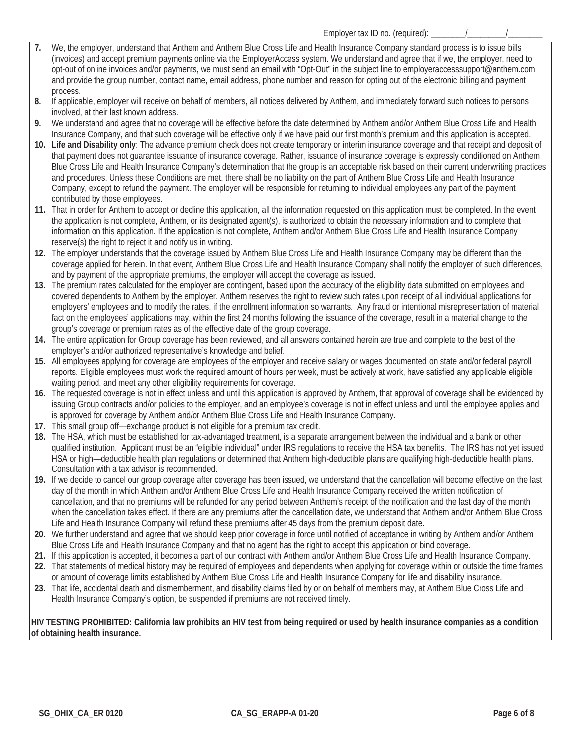Employer tax ID no. (required): ________/_________/________

7. We, the employer, understand that Anthem and Anthem Blue Cross Life and Health Insurance Company standard process is to issue bills (invoices) and accept premium payments online via the EmployerAccess system. We understand and agree that if we, the employer, need to opt-out of online invoices and/or payments, we must send an email with "Opt-Out" in the subject line to employeraccesssupport@anthem.com and provide the group number, contact name, email address, phone number and reason for opting out of the electronic billing and payment process.
8. If applicable, employer will receive on behalf of members, all notices delivered by Anthem, and immediately forward such notices to persons involved, at their last known address.
9. We understand and agree that no coverage will be effective before the date determined by Anthem and/or Anthem Blue Cross Life and Health Insurance Company, and that such coverage will be effective only if we have paid our first month's premium and this application is accepted.
10. **Life and Disability only**: The advance premium check does not create temporary or interim insurance coverage and that receipt and deposit of that payment does not guarantee issuance of insurance coverage. Rather, issuance of insurance coverage is expressly conditioned on Anthem Blue Cross Life and Health Insurance Company's determination that the group is an acceptable risk based on their current underwriting practices and procedures. Unless these Conditions are met, there shall be no liability on the part of Anthem Blue Cross Life and Health Insurance Company, except to refund the payment. The employer will be responsible for returning to individual employees any part of the payment contributed by those employees.
11. That in order for Anthem to accept or decline this application, all the information requested on this application must be completed. In the event the application is not complete, Anthem, or its designated agent(s), is authorized to obtain the necessary information and to complete that information on this application. If the application is not complete, Anthem and/or Anthem Blue Cross Life and Health Insurance Company reserve(s) the right to reject it and notify us in writing.
12. The employer understands that the coverage issued by Anthem Blue Cross Life and Health Insurance Company may be different than the coverage applied for herein. In that event, Anthem Blue Cross Life and Health Insurance Company shall notify the employer of such differences, and by payment of the appropriate premiums, the employer will accept the coverage as issued.
13. The premium rates calculated for the employer are contingent, based upon the accuracy of the eligibility data submitted on employees and covered dependents to Anthem by the employer. Anthem reserves the right to review such rates upon receipt of all individual applications for employers' employees and to modify the rates, if the enrollment information so warrants. Any fraud or intentional misrepresentation of material fact on the employees' applications may, within the first 24 months following the issuance of the coverage, result in a material change to the group's coverage or premium rates as of the effective date of the group coverage.
14. The entire application for Group coverage has been reviewed, and all answers contained herein are true and complete to the best of the employer's and/or authorized representative's knowledge and belief.
15. All employees applying for coverage are employees of the employer and receive salary or wages documented on state and/or federal payroll reports. Eligible employees must work the required amount of hours per week, must be actively at work, have satisfied any applicable eligible waiting period, and meet any other eligibility requirements for coverage.
16. The requested coverage is not in effect unless and until this application is approved by Anthem, that approval of coverage shall be evidenced by issuing Group contracts and/or policies to the employer, and an employee's coverage is not in effect unless and until the employee applies and is approved for coverage by Anthem and/or Anthem Blue Cross Life and Health Insurance Company.
17. This small group off—exchange product is not eligible for a premium tax credit.
18. The HSA, which must be established for tax-advantaged treatment, is a separate arrangement between the individual and a bank or other qualified institution. Applicant must be an "eligible individual" under IRS regulations to receive the HSA tax benefits. The IRS has not yet issued HSA or high—deductible health plan regulations or determined that Anthem high-deductible plans are qualifying high-deductible health plans. Consultation with a tax advisor is recommended.
19. If we decide to cancel our group coverage after coverage has been issued, we understand that the cancellation will become effective on the last day of the month in which Anthem and/or Anthem Blue Cross Life and Health Insurance Company received the written notification of cancellation, and that no premiums will be refunded for any period between Anthem's receipt of the notification and the last day of the month when the cancellation takes effect. If there are any premiums after the cancellation date, we understand that Anthem and/or Anthem Blue Cross Life and Health Insurance Company will refund these premiums after 45 days from the premium deposit date.
20. We further understand and agree that we should keep prior coverage in force until notified of acceptance in writing by Anthem and/or Anthem Blue Cross Life and Health Insurance Company and that no agent has the right to accept this application or bind coverage.
21. If this application is accepted, it becomes a part of our contract with Anthem and/or Anthem Blue Cross Life and Health Insurance Company.
22. That statements of medical history may be required of employees and dependents when applying for coverage within or outside the time frames or amount of coverage limits established by Anthem Blue Cross Life and Health Insurance Company for life and disability insurance.
23. That life, accidental death and dismemberment, and disability claims filed by or on behalf of members may, at Anthem Blue Cross Life and Health Insurance Company's option, be suspended if premiums are not received timely.

**HIV TESTING PROHIBITED: California law prohibits an HIV test from being required or used by health insurance companies as a condition of obtaining health insurance.**

SG_OHIX_CA_ER 0120 CA_SG_ERAPP-A 01-20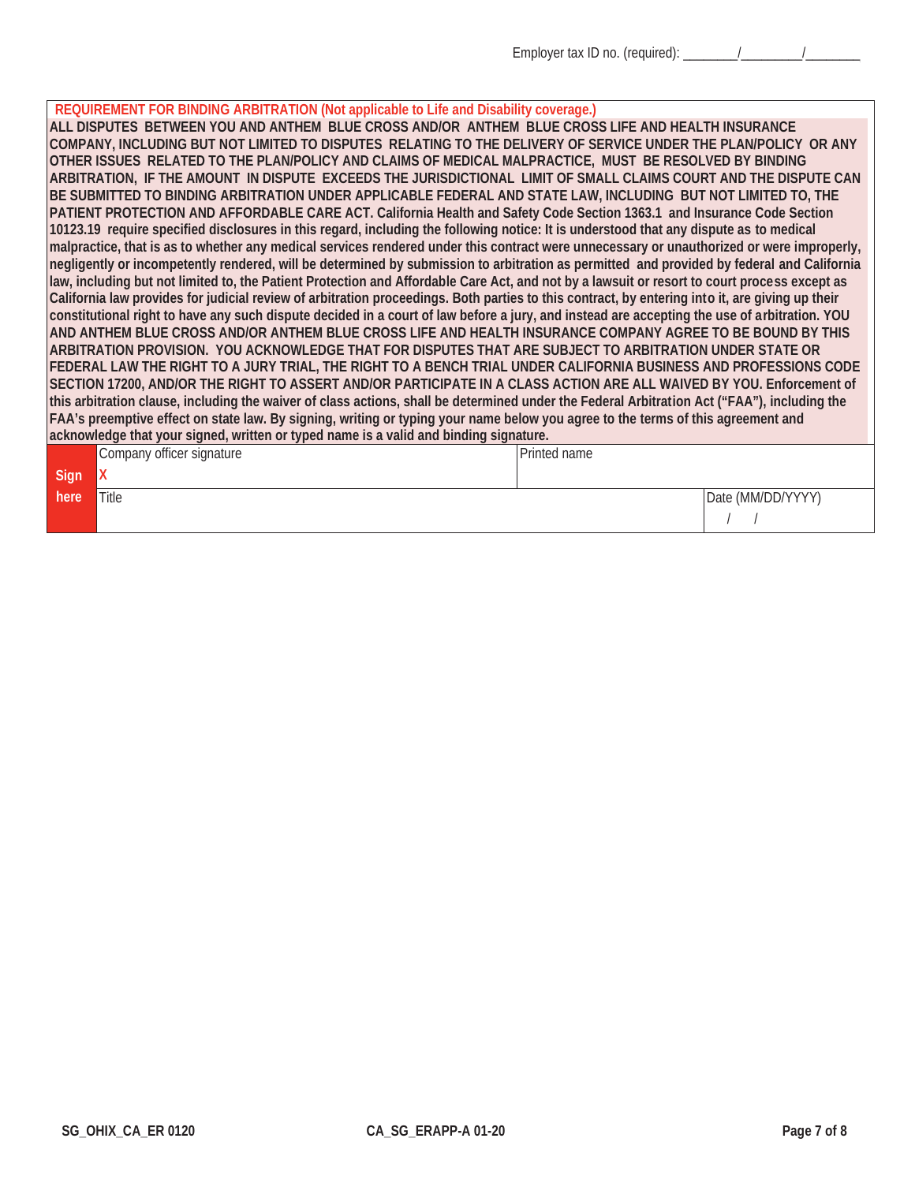Employer tax ID no. (required): ________/_________/________

**REQUIREMENT FOR BINDING ARBITRATION (Not applicable to Life and Disability coverage.)**

**ALL DISPUTES BETWEEN YOU AND ANTHEM BLUE CROSS AND/OR ANTHEM BLUE CROSS LIFE AND HEALTH INSURANCE COMPANY, INCLUDING BUT NOT LIMITED TO DISPUTES RELATING TO THE DELIVERY OF SERVICE UNDER THE PLAN/POLICY OR ANY OTHER ISSUES RELATED TO THE PLAN/POLICY AND CLAIMS OF MEDICAL MALPRACTICE, MUST BE RESOLVED BY BINDING ARBITRATION, IF THE AMOUNT IN DISPUTE EXCEEDS THE JURISDICTIONAL LIMIT OF SMALL CLAIMS COURT AND THE DISPUTE CAN BE SUBMITTED TO BINDING ARBITRATION UNDER APPLICABLE FEDERAL AND STATE LAW, INCLUDING BUT NOT LIMITED TO, THE PATIENT PROTECTION AND AFFORDABLE CARE ACT. California Health and Safety Code Section 1363.1 and Insurance Code Section 10123.19 require specified disclosures in this regard, including the following notice: It is understood that any dispute as to medical malpractice, that is as to whether any medical services rendered under this contract were unnecessary or unauthorized or were improperly, negligently or incompetently rendered, will be determined by submission to arbitration as permitted and provided by federal and California law, including but not limited to, the Patient Protection and Affordable Care Act, and not by a lawsuit or resort to court process except as California law provides for judicial review of arbitration proceedings. Both parties to this contract, by entering into it, are giving up their constitutional right to have any such dispute decided in a court of law before a jury, and instead are accepting the use of arbitration. YOU AND ANTHEM BLUE CROSS AND/OR ANTHEM BLUE CROSS LIFE AND HEALTH INSURANCE COMPANY AGREE TO BE BOUND BY THIS ARBITRATION PROVISION. YOU ACKNOWLEDGE THAT FOR DISPUTES THAT ARE SUBJECT TO ARBITRATION UNDER STATE OR FEDERAL LAW THE RIGHT TO A JURY TRIAL, THE RIGHT TO A BENCH TRIAL UNDER CALIFORNIA BUSINESS AND PROFESSIONS CODE SECTION 17200, AND/OR THE RIGHT TO ASSERT AND/OR PARTICIPATE IN A CLASS ACTION ARE ALL WAIVED BY YOU. Enforcement of this arbitration clause, including the waiver of class actions, shall be determined under the Federal Arbitration Act ("FAA"), including the FAA's preemptive effect on state law. By signing, writing or typing your name below you agree to the terms of this agreement and acknowledge that your signed, written or typed name is a valid and binding signature.**

| Sign here | Company officer signature<br>X | Printed name |
|---|---|---|
| | Title | Date (MM/DD/YYYY)<br>/ / |

SG_OHIX_CA_ER 0120 CA_SG_ERAPP-A 01-20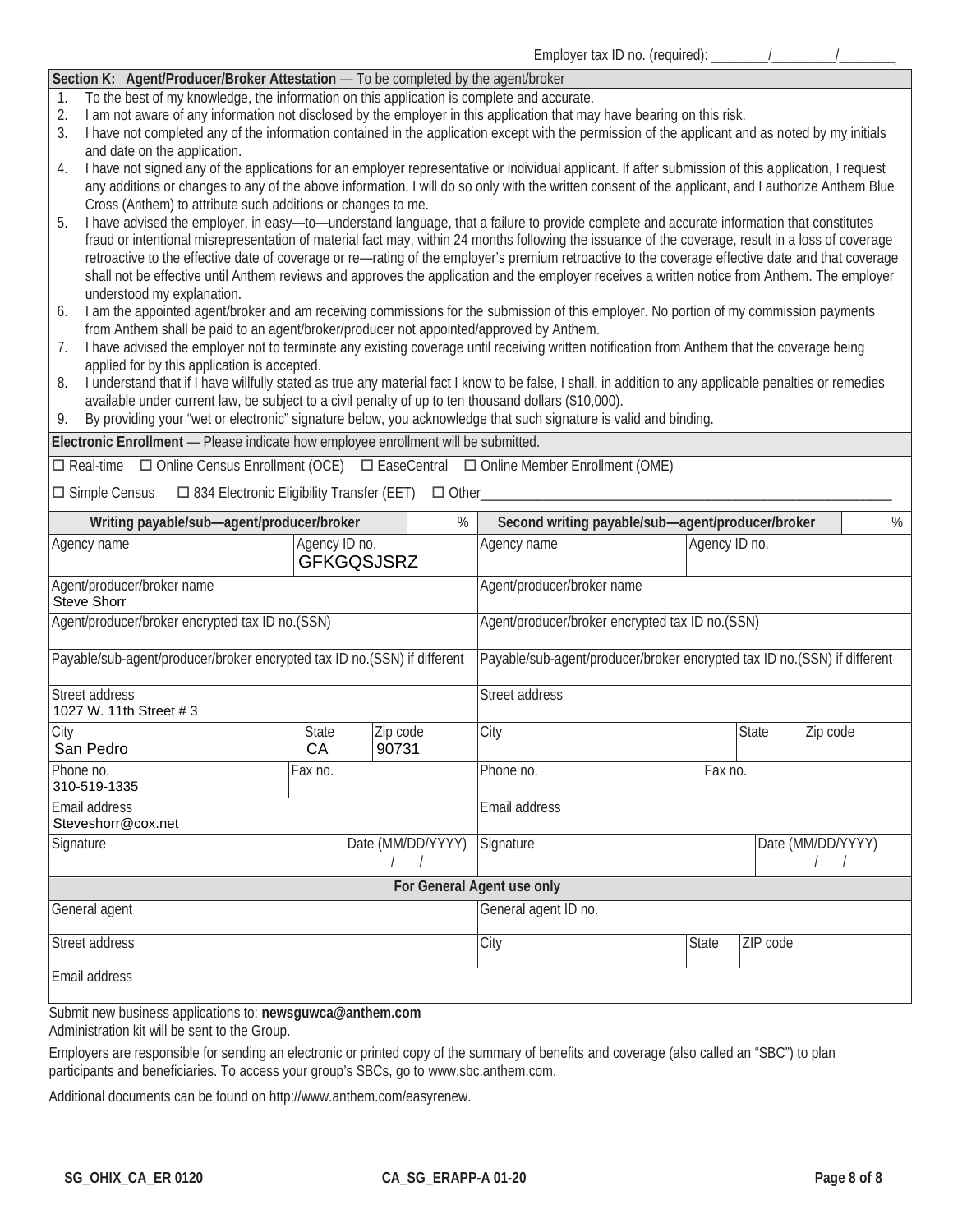Employer tax ID no. (required): ________/_________/________

**Section K: Agent/Producer/Broker Attestation** — To be completed by the agent/broker

1. To the best of my knowledge, the information on this application is complete and accurate.
2. I am not aware of any information not disclosed by the employer in this application that may have bearing on this risk.
3. I have not completed any of the information contained in the application except with the permission of the applicant and as noted by my initials and date on the application.
4. I have not signed any of the applications for an employer representative or individual applicant. If after submission of this application, I request any additions or changes to any of the above information, I will do so only with the written consent of the applicant, and I authorize Anthem Blue Cross (Anthem) to attribute such additions or changes to me.
5. I have advised the employer, in easy—to—understand language, that a failure to provide complete and accurate information that constitutes fraud or intentional misrepresentation of material fact may, within 24 months following the issuance of the coverage, result in a loss of coverage retroactive to the effective date of coverage or re—rating of the employer's premium retroactive to the coverage effective date and that coverage shall not be effective until Anthem reviews and approves the application and the employer receives a written notice from Anthem. The employer understood my explanation.
6. I am the appointed agent/broker and am receiving commissions for the submission of this employer. No portion of my commission payments from Anthem shall be paid to an agent/broker/producer not appointed/approved by Anthem.
7. I have advised the employer not to terminate any existing coverage until receiving written notification from Anthem that the coverage being applied for by this application is accepted.
8. I understand that if I have willfully stated as true any material fact I know to be false, I shall, in addition to any applicable penalties or remedies available under current law, be subject to a civil penalty of up to ten thousand dollars ($10,000).
9. By providing your "wet or electronic" signature below, you acknowledge that such signature is valid and binding.

**Electronic Enrollment** — Please indicate how employee enrollment will be submitted.

☐ Real-time ☐ Online Census Enrollment (OCE) ☐ EaseCentral ☐ Online Member Enrollment (OME)

☐ Simple Census ☐ 834 Electronic Eligibility Transfer (EET) ☐ Other______________________________

| Writing payable/sub—agent/producer/broker | % | Second writing payable/sub—agent/producer/broker | % |
|---|---|---|---|
| Agency name | Agency ID no. GFKGQSJSRZ | Agency name | Agency ID no. |
| Agent/producer/broker name Steve Shorr | | Agent/producer/broker name | |
| Agent/producer/broker encrypted tax ID no.(SSN) | | Agent/producer/broker encrypted tax ID no.(SSN) | |
| Payable/sub-agent/producer/broker encrypted tax ID no.(SSN) if different | | Payable/sub-agent/producer/broker encrypted tax ID no.(SSN) if different | |
| Street address 1027 W. 11th Street # 3 | | Street address | |
| City San Pedro | State CA / Zip code 90731 | City | State / Zip code |
| Phone no. 310-519-1335 | Fax no. | Phone no. | Fax no. |
| Email address Steveshorr@cox.net | | Email address | |
| Signature | Date (MM/DD/YYYY) / / | Signature | Date (MM/DD/YYYY) / / |

**For General Agent use only**

| | |
|---|---|
| General agent | General agent ID no. |
| Street address | City / State / ZIP code |
| Email address | |

Submit new business applications to: **newsguwca@anthem.com**

Administration kit will be sent to the Group.

Employers are responsible for sending an electronic or printed copy of the summary of benefits and coverage (also called an "SBC") to plan participants and beneficiaries. To access your group's SBCs, go to www.sbc.anthem.com.

Additional documents can be found on http://www.anthem.com/easyrenew.

SG_OHIX_CA_ER 0120 CA_SG_ERAPP-A 01-20